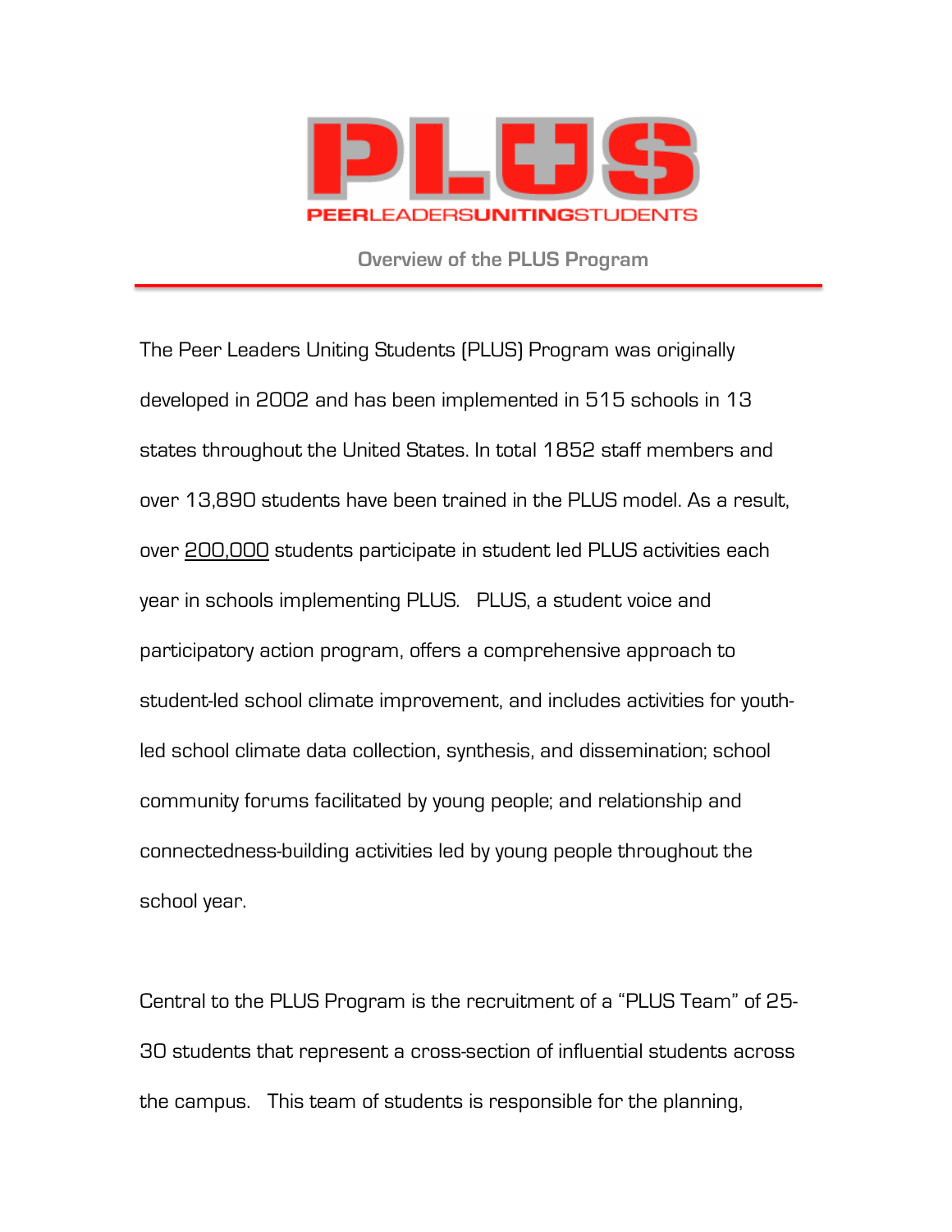# PLUS

**PEERLEADERSUNITINGSTUDENTS**

## Overview of the PLUS Program

The Peer Leaders Uniting Students (PLUS) Program was originally developed in 2002 and has been implemented in 515 schools in 13 states throughout the United States. In total 1852 staff members and over 13,890 students have been trained in the PLUS model. As a result, over <u>200,000</u> students participate in student led PLUS activities each year in schools implementing PLUS. PLUS, a student voice and participatory action program, offers a comprehensive approach to student-led school climate improvement, and includes activities for youth-led school climate data collection, synthesis, and dissemination; school community forums facilitated by young people; and relationship and connectedness-building activities led by young people throughout the school year.

Central to the PLUS Program is the recruitment of a "PLUS Team" of 25-30 students that represent a cross-section of influential students across the campus. This team of students is responsible for the planning,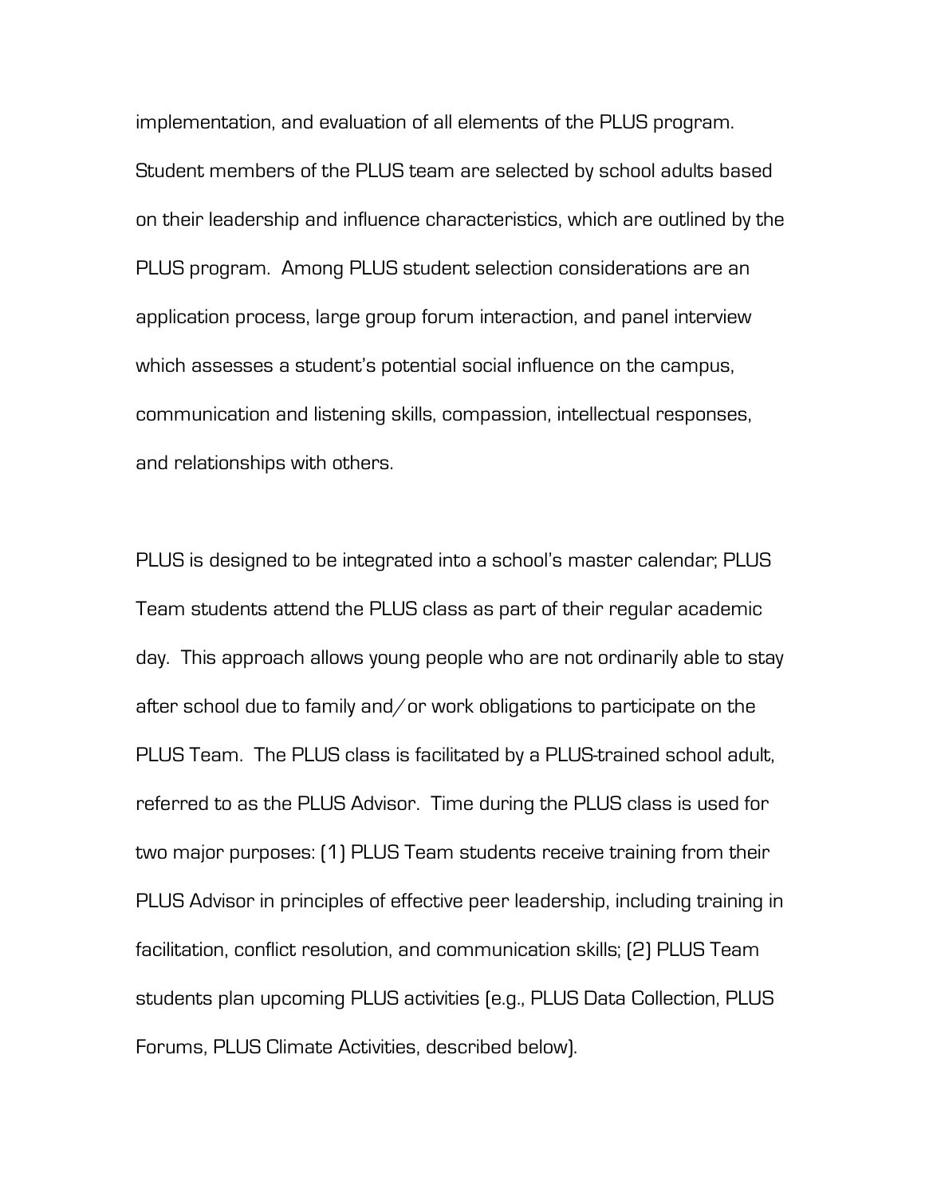implementation, and evaluation of all elements of the PLUS program. Student members of the PLUS team are selected by school adults based on their leadership and influence characteristics, which are outlined by the PLUS program. Among PLUS student selection considerations are an application process, large group forum interaction, and panel interview which assesses a student's potential social influence on the campus, communication and listening skills, compassion, intellectual responses, and relationships with others.

PLUS is designed to be integrated into a school's master calendar; PLUS Team students attend the PLUS class as part of their regular academic day. This approach allows young people who are not ordinarily able to stay after school due to family and/or work obligations to participate on the PLUS Team. The PLUS class is facilitated by a PLUS-trained school adult, referred to as the PLUS Advisor. Time during the PLUS class is used for two major purposes: (1) PLUS Team students receive training from their PLUS Advisor in principles of effective peer leadership, including training in facilitation, conflict resolution, and communication skills; (2) PLUS Team students plan upcoming PLUS activities (e.g., PLUS Data Collection, PLUS Forums, PLUS Climate Activities, described below).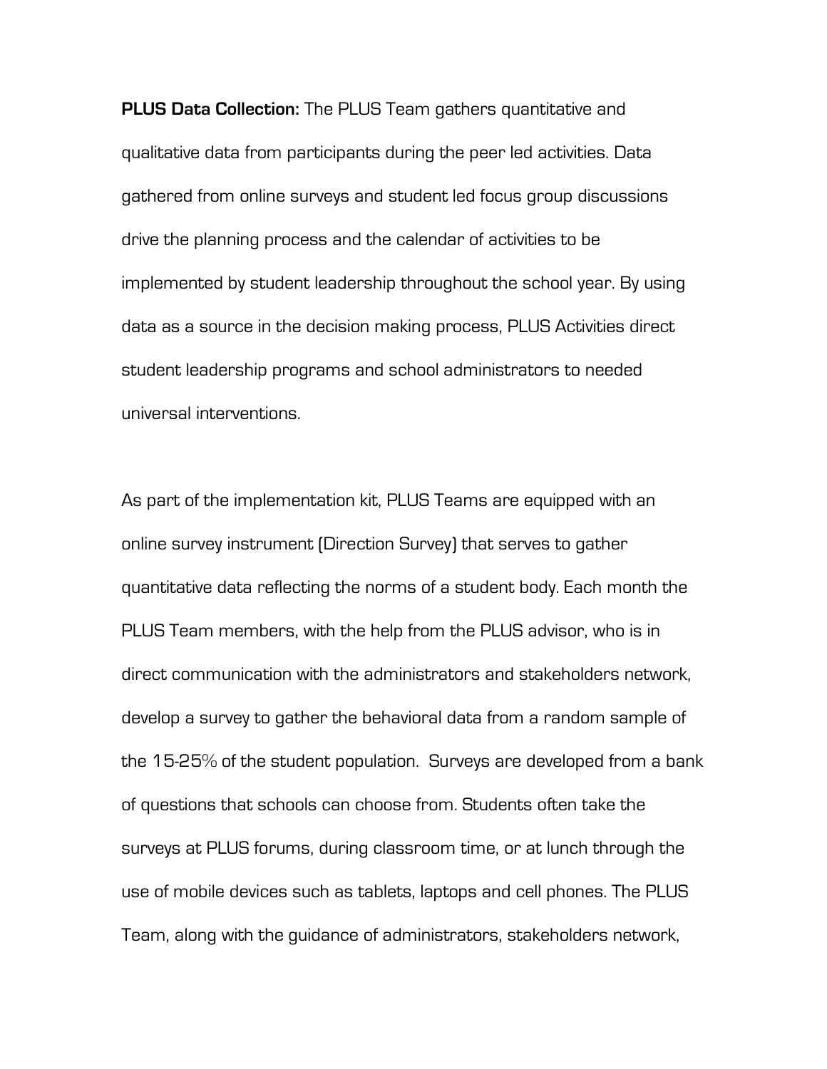**PLUS Data Collection:** The PLUS Team gathers quantitative and qualitative data from participants during the peer led activities. Data gathered from online surveys and student led focus group discussions drive the planning process and the calendar of activities to be implemented by student leadership throughout the school year. By using data as a source in the decision making process, PLUS Activities direct student leadership programs and school administrators to needed universal interventions.

As part of the implementation kit, PLUS Teams are equipped with an online survey instrument (Direction Survey) that serves to gather quantitative data reflecting the norms of a student body. Each month the PLUS Team members, with the help from the PLUS advisor, who is in direct communication with the administrators and stakeholders network, develop a survey to gather the behavioral data from a random sample of the 15-25% of the student population. Surveys are developed from a bank of questions that schools can choose from. Students often take the surveys at PLUS forums, during classroom time, or at lunch through the use of mobile devices such as tablets, laptops and cell phones. The PLUS Team, along with the guidance of administrators, stakeholders network,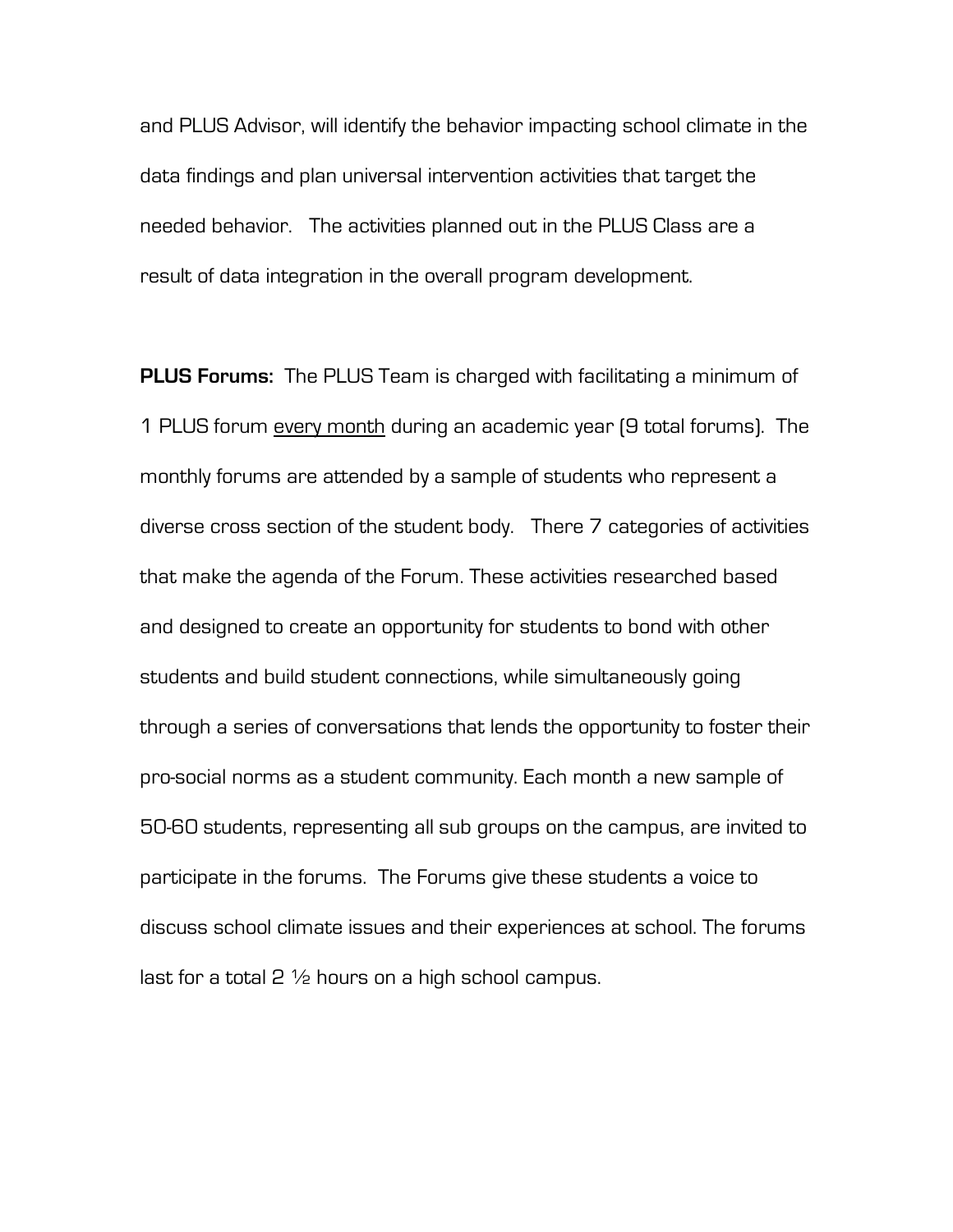and PLUS Advisor, will identify the behavior impacting school climate in the data findings and plan universal intervention activities that target the needed behavior. The activities planned out in the PLUS Class are a result of data integration in the overall program development.

**PLUS Forums:** The PLUS Team is charged with facilitating a minimum of 1 PLUS forum <u>every month</u> during an academic year (9 total forums). The monthly forums are attended by a sample of students who represent a diverse cross section of the student body. There 7 categories of activities that make the agenda of the Forum. These activities researched based and designed to create an opportunity for students to bond with other students and build student connections, while simultaneously going through a series of conversations that lends the opportunity to foster their pro-social norms as a student community. Each month a new sample of 50-60 students, representing all sub groups on the campus, are invited to participate in the forums. The Forums give these students a voice to discuss school climate issues and their experiences at school. The forums last for a total 2 ½ hours on a high school campus.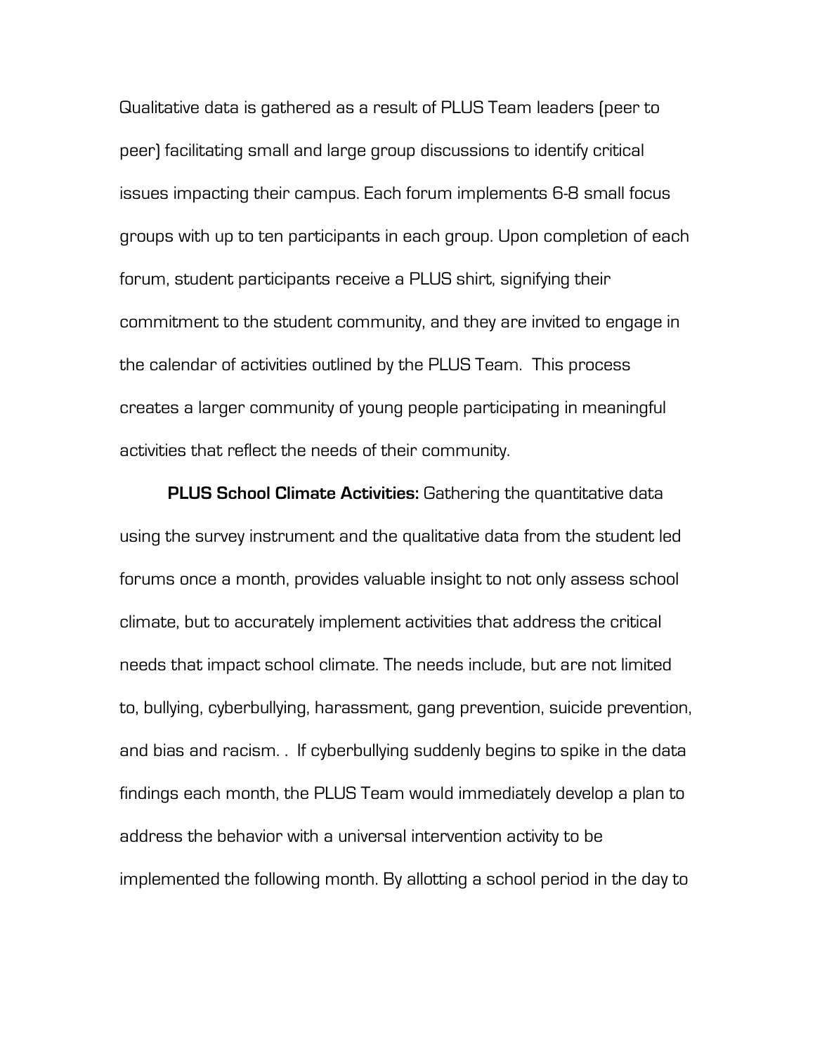Qualitative data is gathered as a result of PLUS Team leaders (peer to peer) facilitating small and large group discussions to identify critical issues impacting their campus. Each forum implements 6-8 small focus groups with up to ten participants in each group. Upon completion of each forum, student participants receive a PLUS shirt, signifying their commitment to the student community, and they are invited to engage in the calendar of activities outlined by the PLUS Team. This process creates a larger community of young people participating in meaningful activities that reflect the needs of their community.

**PLUS School Climate Activities:** Gathering the quantitative data using the survey instrument and the qualitative data from the student led forums once a month, provides valuable insight to not only assess school climate, but to accurately implement activities that address the critical needs that impact school climate. The needs include, but are not limited to, bullying, cyberbullying, harassment, gang prevention, suicide prevention, and bias and racism. . If cyberbullying suddenly begins to spike in the data findings each month, the PLUS Team would immediately develop a plan to address the behavior with a universal intervention activity to be implemented the following month. By allotting a school period in the day to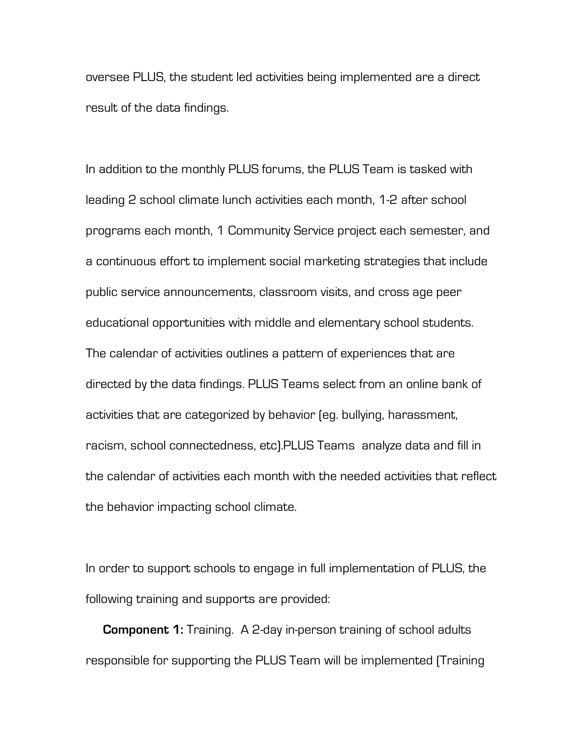oversee PLUS, the student led activities being implemented are a direct result of the data findings.

In addition to the monthly PLUS forums, the PLUS Team is tasked with leading 2 school climate lunch activities each month, 1-2 after school programs each month, 1 Community Service project each semester, and a continuous effort to implement social marketing strategies that include public service announcements, classroom visits, and cross age peer educational opportunities with middle and elementary school students. The calendar of activities outlines a pattern of experiences that are directed by the data findings. PLUS Teams select from an online bank of activities that are categorized by behavior (eg. bullying, harassment, racism, school connectedness, etc).PLUS Teams analyze data and fill in the calendar of activities each month with the needed activities that reflect the behavior impacting school climate.

In order to support schools to engage in full implementation of PLUS, the following training and supports are provided:

**Component 1:** Training. A 2-day in-person training of school adults responsible for supporting the PLUS Team will be implemented (Training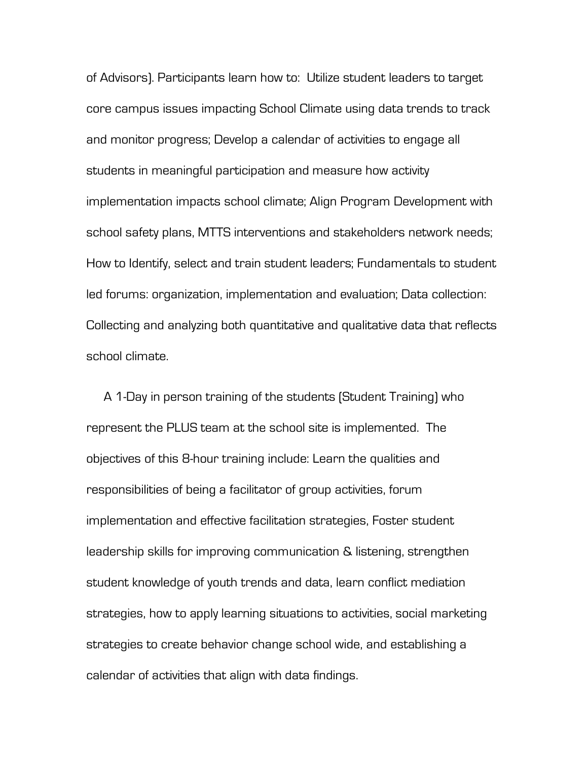of Advisors). Participants learn how to: Utilize student leaders to target core campus issues impacting School Climate using data trends to track and monitor progress; Develop a calendar of activities to engage all students in meaningful participation and measure how activity implementation impacts school climate; Align Program Development with school safety plans, MTTS interventions and stakeholders network needs; How to Identify, select and train student leaders; Fundamentals to student led forums: organization, implementation and evaluation; Data collection: Collecting and analyzing both quantitative and qualitative data that reflects school climate.

A 1-Day in person training of the students (Student Training) who represent the PLUS team at the school site is implemented. The objectives of this 8-hour training include: Learn the qualities and responsibilities of being a facilitator of group activities, forum implementation and effective facilitation strategies, Foster student leadership skills for improving communication & listening, strengthen student knowledge of youth trends and data, learn conflict mediation strategies, how to apply learning situations to activities, social marketing strategies to create behavior change school wide, and establishing a calendar of activities that align with data findings.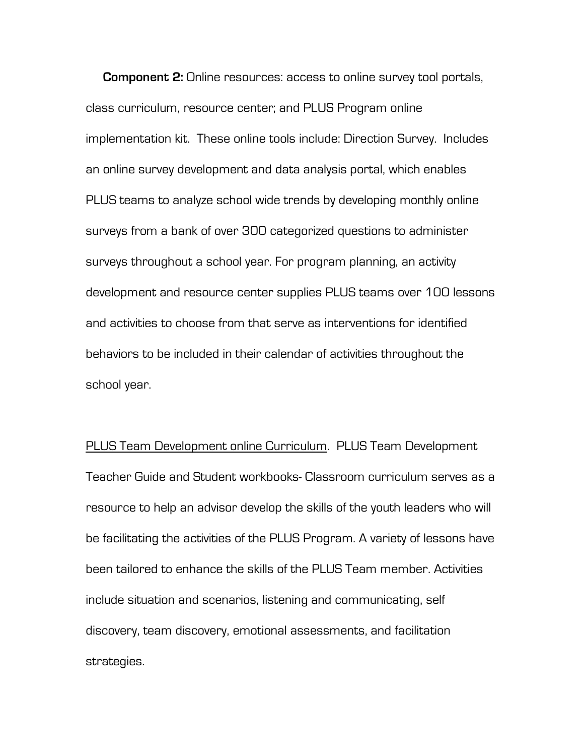**Component 2:** Online resources: access to online survey tool portals, class curriculum, resource center; and PLUS Program online implementation kit. These online tools include: Direction Survey. Includes an online survey development and data analysis portal, which enables PLUS teams to analyze school wide trends by developing monthly online surveys from a bank of over 300 categorized questions to administer surveys throughout a school year. For program planning, an activity development and resource center supplies PLUS teams over 100 lessons and activities to choose from that serve as interventions for identified behaviors to be included in their calendar of activities throughout the school year.

<u>PLUS Team Development online Curriculum</u>. PLUS Team Development Teacher Guide and Student workbooks- Classroom curriculum serves as a resource to help an advisor develop the skills of the youth leaders who will be facilitating the activities of the PLUS Program. A variety of lessons have been tailored to enhance the skills of the PLUS Team member. Activities include situation and scenarios, listening and communicating, self discovery, team discovery, emotional assessments, and facilitation strategies.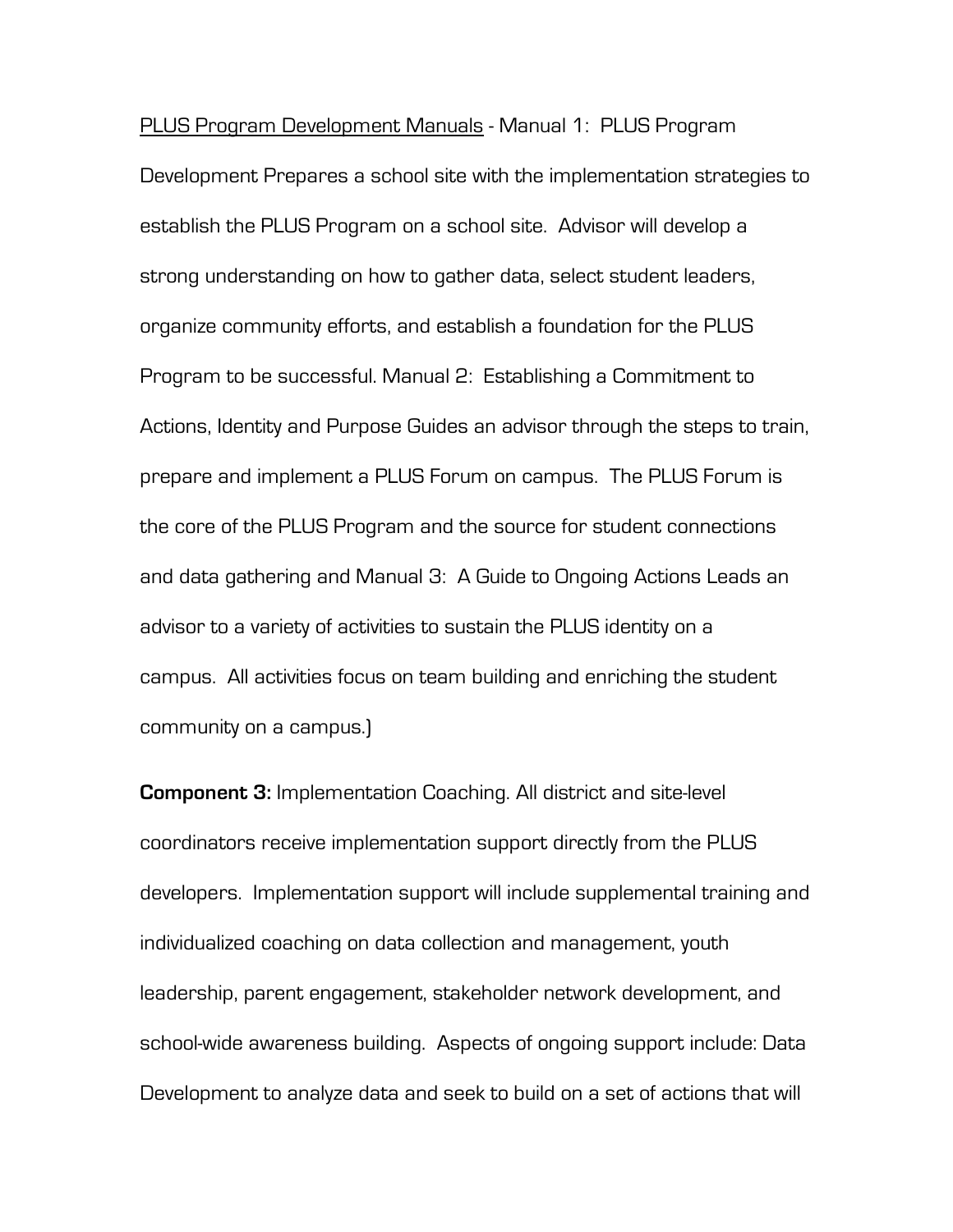PLUS Program Development Manuals - Manual 1: PLUS Program Development Prepares a school site with the implementation strategies to establish the PLUS Program on a school site. Advisor will develop a strong understanding on how to gather data, select student leaders, organize community efforts, and establish a foundation for the PLUS Program to be successful. Manual 2: Establishing a Commitment to Actions, Identity and Purpose Guides an advisor through the steps to train, prepare and implement a PLUS Forum on campus. The PLUS Forum is the core of the PLUS Program and the source for student connections and data gathering and Manual 3: A Guide to Ongoing Actions Leads an advisor to a variety of activities to sustain the PLUS identity on a campus. All activities focus on team building and enriching the student community on a campus.)

**Component 3:** Implementation Coaching. All district and site-level coordinators receive implementation support directly from the PLUS developers. Implementation support will include supplemental training and individualized coaching on data collection and management, youth leadership, parent engagement, stakeholder network development, and school-wide awareness building. Aspects of ongoing support include: Data Development to analyze data and seek to build on a set of actions that will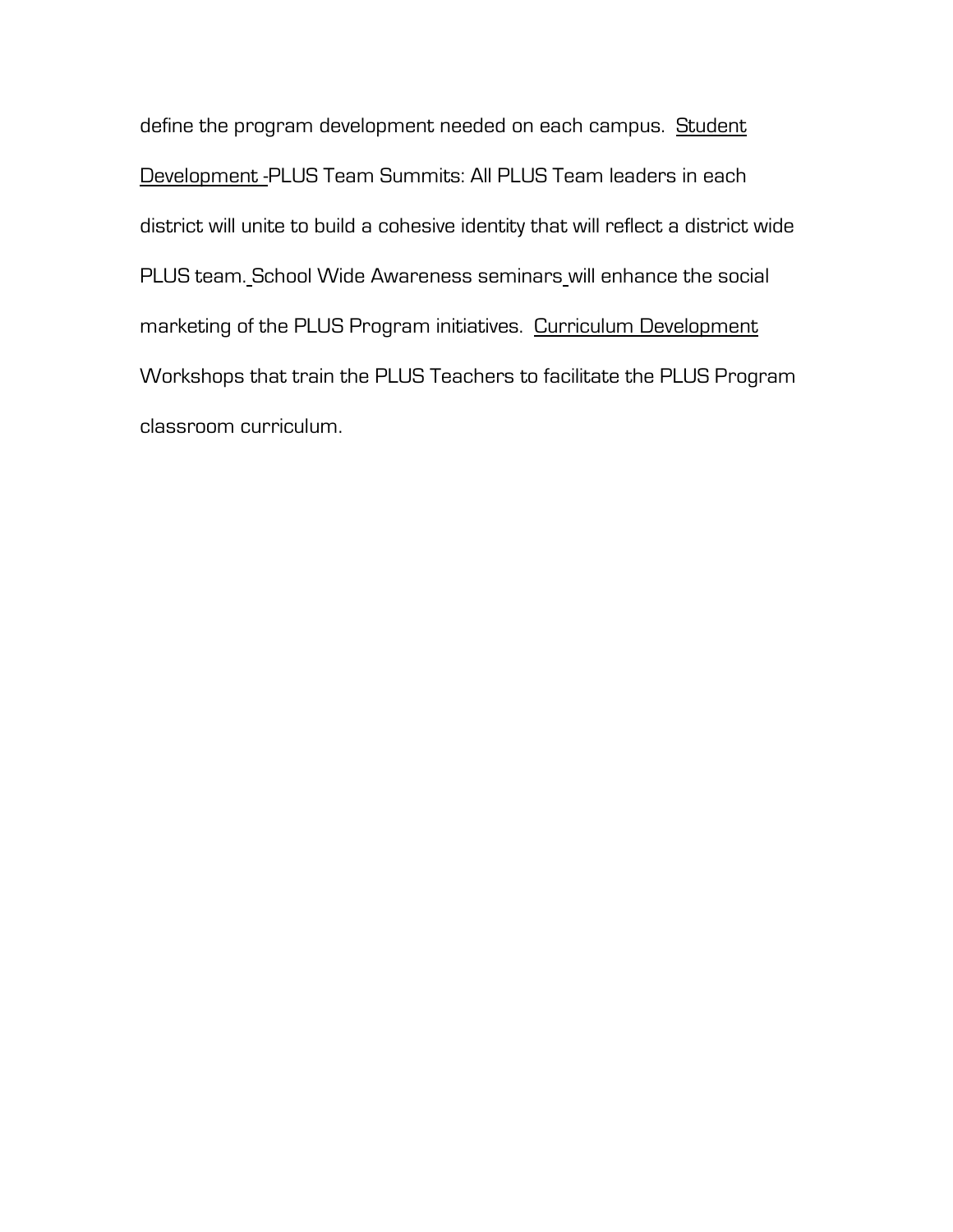define the program development needed on each campus. <u>Student Development</u> -PLUS Team Summits: All PLUS Team leaders in each district will unite to build a cohesive identity that will reflect a district wide PLUS team. School Wide Awareness seminars will enhance the social marketing of the PLUS Program initiatives. <u>Curriculum Development</u> Workshops that train the PLUS Teachers to facilitate the PLUS Program classroom curriculum.